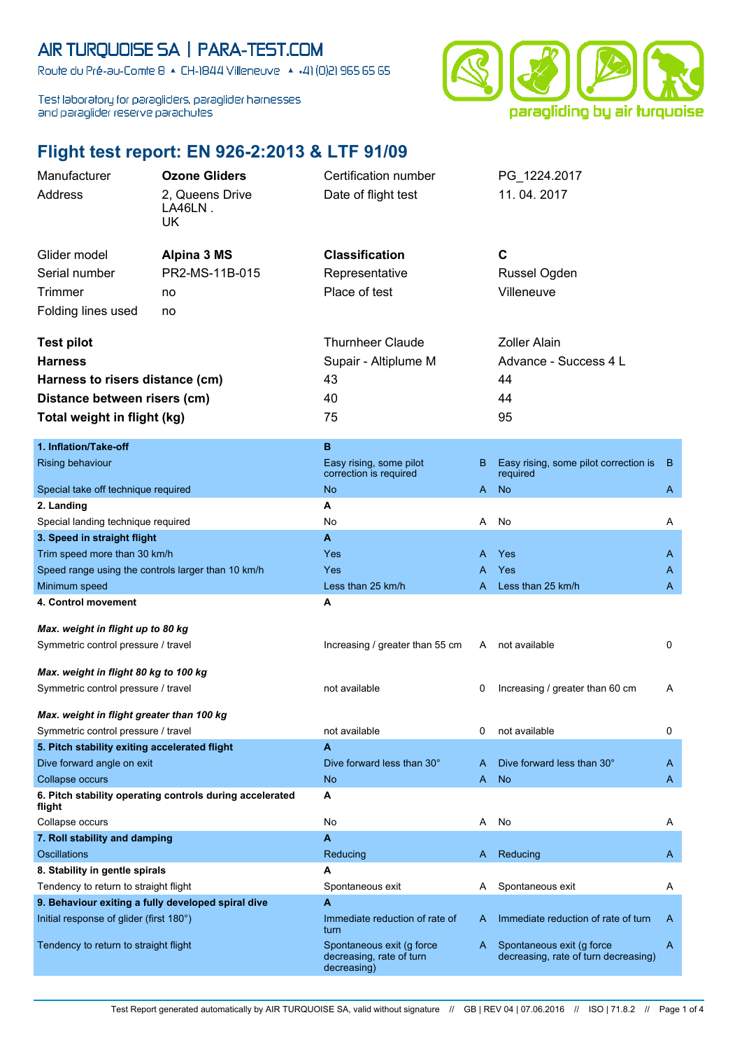# AIR TURQUOISE SA | PARA-TEST.COM

Route du Pré-au-Comte 8 ▲ CH-1844 Villeneuve ▲ +41 (0)21 965 65 65

Test laboratory for paragliders, paraglider harnesses and paraglider reserve parachutes

paragliding by air turquoise

## Flight test report: EN 926-2:2013 & LTF 91/09

| | | | |
|---|---|---|---|
| Manufacturer | **Ozone Gliders** | Certification number | PG_1224.2017 |
| Address | 2, Queens Drive LA46LN . UK | Date of flight test | 11. 04. 2017 |
| Glider model | **Alpina 3 MS** | **Classification** | **C** |
| Serial number | PR2-MS-11B-015 | Representative | Russel Ogden |
| Trimmer | no | Place of test | Villeneuve |
| Folding lines used | no | | |

| | | |
|---|---|---|
| **Test pilot** | Thurnheer Claude | Zoller Alain |
| **Harness** | Supair - Altiplume M | Advance - Success 4 L |
| **Harness to risers distance (cm)** | 43 | 44 |
| **Distance between risers (cm)** | 40 | 44 |
| **Total weight in flight (kg)** | 75 | 95 |

| | | | | |
|---|---|---|---|---|
| **1. Inflation/Take-off** | **B** | | | |
| Rising behaviour | Easy rising, some pilot correction is required | B | Easy rising, some pilot correction is required | B |
| Special take off technique required | No | A | No | A |
| **2. Landing** | **A** | | | |
| Special landing technique required | No | A | No | A |
| **3. Speed in straight flight** | **A** | | | |
| Trim speed more than 30 km/h | Yes | A | Yes | A |
| Speed range using the controls larger than 10 km/h | Yes | A | Yes | A |
| Minimum speed | Less than 25 km/h | A | Less than 25 km/h | A |
| **4. Control movement** | **A** | | | |
| ***Max. weight in flight up to 80 kg*** | | | | |
| Symmetric control pressure / travel | Increasing / greater than 55 cm | A | not available | 0 |
| ***Max. weight in flight 80 kg to 100 kg*** | | | | |
| Symmetric control pressure / travel | not available | 0 | Increasing / greater than 60 cm | A |
| ***Max. weight in flight greater than 100 kg*** | | | | |
| Symmetric control pressure / travel | not available | 0 | not available | 0 |
| **5. Pitch stability exiting accelerated flight** | **A** | | | |
| Dive forward angle on exit | Dive forward less than 30° | A | Dive forward less than 30° | A |
| Collapse occurs | No | A | No | A |
| **6. Pitch stability operating controls during accelerated flight** | **A** | | | |
| Collapse occurs | No | A | No | A |
| **7. Roll stability and damping** | **A** | | | |
| Oscillations | Reducing | A | Reducing | A |
| **8. Stability in gentle spirals** | **A** | | | |
| Tendency to return to straight flight | Spontaneous exit | A | Spontaneous exit | A |
| **9. Behaviour exiting a fully developed spiral dive** | **A** | | | |
| Initial response of glider (first 180°) | Immediate reduction of rate of turn | A | Immediate reduction of rate of turn | A |
| Tendency to return to straight flight | Spontaneous exit (g force decreasing, rate of turn decreasing) | A | Spontaneous exit (g force decreasing, rate of turn decreasing) | A |

Test Report generated automatically by AIR TURQUOISE SA, valid without signature // GB | REV 04 | 07.06.2016 // ISO | 71.8.2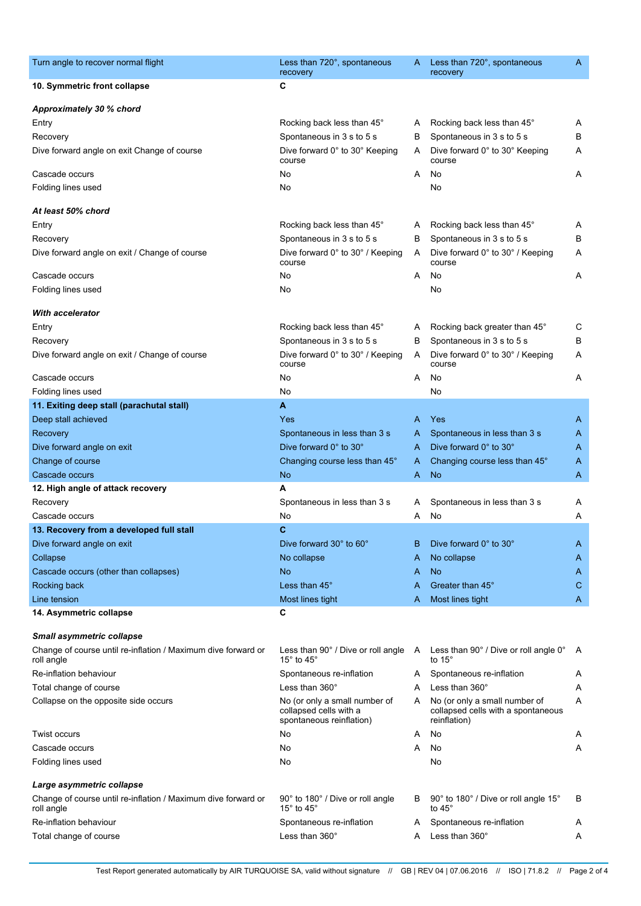| | | | | |
|---|---|---|---|---|
| Turn angle to recover normal flight | Less than 720°, spontaneous recovery | A | Less than 720°, spontaneous recovery | A |
| **10. Symmetric front collapse** | **C** | | | |
| ***Approximately 30 % chord*** | | | | |
| Entry | Rocking back less than 45° | A | Rocking back less than 45° | A |
| Recovery | Spontaneous in 3 s to 5 s | B | Spontaneous in 3 s to 5 s | B |
| Dive forward angle on exit Change of course | Dive forward 0° to 30° Keeping course | A | Dive forward 0° to 30° Keeping course | A |
| Cascade occurs | No | A | No | A |
| Folding lines used | No | | No | |
| ***At least 50% chord*** | | | | |
| Entry | Rocking back less than 45° | A | Rocking back less than 45° | A |
| Recovery | Spontaneous in 3 s to 5 s | B | Spontaneous in 3 s to 5 s | B |
| Dive forward angle on exit / Change of course | Dive forward 0° to 30° / Keeping course | A | Dive forward 0° to 30° / Keeping course | A |
| Cascade occurs | No | A | No | A |
| Folding lines used | No | | No | |
| ***With accelerator*** | | | | |
| Entry | Rocking back less than 45° | A | Rocking back greater than 45° | C |
| Recovery | Spontaneous in 3 s to 5 s | B | Spontaneous in 3 s to 5 s | B |
| Dive forward angle on exit / Change of course | Dive forward 0° to 30° / Keeping course | A | Dive forward 0° to 30° / Keeping course | A |
| Cascade occurs | No | A | No | A |
| Folding lines used | No | | No | |
| **11. Exiting deep stall (parachutal stall)** | **A** | | | |
| Deep stall achieved | Yes | A | Yes | A |
| Recovery | Spontaneous in less than 3 s | A | Spontaneous in less than 3 s | A |
| Dive forward angle on exit | Dive forward 0° to 30° | A | Dive forward 0° to 30° | A |
| Change of course | Changing course less than 45° | A | Changing course less than 45° | A |
| Cascade occurs | No | A | No | A |
| **12. High angle of attack recovery** | **A** | | | |
| Recovery | Spontaneous in less than 3 s | A | Spontaneous in less than 3 s | A |
| Cascade occurs | No | A | No | A |
| **13. Recovery from a developed full stall** | **C** | | | |
| Dive forward angle on exit | Dive forward 30° to 60° | B | Dive forward 0° to 30° | A |
| Collapse | No collapse | A | No collapse | A |
| Cascade occurs (other than collapses) | No | A | No | A |
| Rocking back | Less than 45° | A | Greater than 45° | C |
| Line tension | Most lines tight | A | Most lines tight | A |
| **14. Asymmetric collapse** | **C** | | | |
| ***Small asymmetric collapse*** | | | | |
| Change of course until re-inflation / Maximum dive forward or roll angle | Less than 90° / Dive or roll angle 15° to 45° | A | Less than 90° / Dive or roll angle 0° to 15° | A |
| Re-inflation behaviour | Spontaneous re-inflation | A | Spontaneous re-inflation | A |
| Total change of course | Less than 360° | A | Less than 360° | A |
| Collapse on the opposite side occurs | No (or only a small number of collapsed cells with a spontaneous reinflation) | A | No (or only a small number of collapsed cells with a spontaneous reinflation) | A |
| Twist occurs | No | A | No | A |
| Cascade occurs | No | A | No | A |
| Folding lines used | No | | No | |
| ***Large asymmetric collapse*** | | | | |
| Change of course until re-inflation / Maximum dive forward or roll angle | 90° to 180° / Dive or roll angle 15° to 45° | B | 90° to 180° / Dive or roll angle 15° to 45° | B |
| Re-inflation behaviour | Spontaneous re-inflation | A | Spontaneous re-inflation | A |
| Total change of course | Less than 360° | A | Less than 360° | A |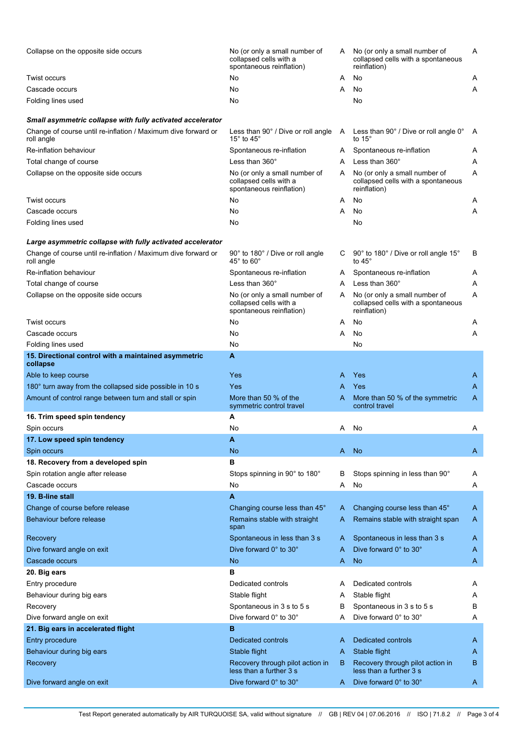| | | | | |
|---|---|---|---|---|
| Collapse on the opposite side occurs | No (or only a small number of collapsed cells with a spontaneous reinflation) | A | No (or only a small number of collapsed cells with a spontaneous reinflation) | A |
| Twist occurs | No | A | No | A |
| Cascade occurs | No | A | No | A |
| Folding lines used | No | | No | |
| ***Small asymmetric collapse with fully activated accelerator*** | | | | |
| Change of course until re-inflation / Maximum dive forward or roll angle | Less than 90° / Dive or roll angle 15° to 45° | A | Less than 90° / Dive or roll angle 0° to 15° | A |
| Re-inflation behaviour | Spontaneous re-inflation | A | Spontaneous re-inflation | A |
| Total change of course | Less than 360° | A | Less than 360° | A |
| Collapse on the opposite side occurs | No (or only a small number of collapsed cells with a spontaneous reinflation) | A | No (or only a small number of collapsed cells with a spontaneous reinflation) | A |
| Twist occurs | No | A | No | A |
| Cascade occurs | No | A | No | A |
| Folding lines used | No | | No | |
| ***Large asymmetric collapse with fully activated accelerator*** | | | | |
| Change of course until re-inflation / Maximum dive forward or roll angle | 90° to 180° / Dive or roll angle 45° to 60° | C | 90° to 180° / Dive or roll angle 15° to 45° | B |
| Re-inflation behaviour | Spontaneous re-inflation | A | Spontaneous re-inflation | A |
| Total change of course | Less than 360° | A | Less than 360° | A |
| Collapse on the opposite side occurs | No (or only a small number of collapsed cells with a spontaneous reinflation) | A | No (or only a small number of collapsed cells with a spontaneous reinflation) | A |
| Twist occurs | No | A | No | A |
| Cascade occurs | No | A | No | A |
| Folding lines used | No | | No | |
| **15. Directional control with a maintained asymmetric collapse** | **A** | | | |
| Able to keep course | Yes | A | Yes | A |
| 180° turn away from the collapsed side possible in 10 s | Yes | A | Yes | A |
| Amount of control range between turn and stall or spin | More than 50 % of the symmetric control travel | A | More than 50 % of the symmetric control travel | A |
| **16. Trim speed spin tendency** | **A** | | | |
| Spin occurs | No | A | No | A |
| **17. Low speed spin tendency** | **A** | | | |
| Spin occurs | No | A | No | A |
| **18. Recovery from a developed spin** | **B** | | | |
| Spin rotation angle after release | Stops spinning in 90° to 180° | B | Stops spinning in less than 90° | A |
| Cascade occurs | No | A | No | A |
| **19. B-line stall** | **A** | | | |
| Change of course before release | Changing course less than 45° | A | Changing course less than 45° | A |
| Behaviour before release | Remains stable with straight span | A | Remains stable with straight span | A |
| Recovery | Spontaneous in less than 3 s | A | Spontaneous in less than 3 s | A |
| Dive forward angle on exit | Dive forward 0° to 30° | A | Dive forward 0° to 30° | A |
| Cascade occurs | No | A | No | A |
| **20. Big ears** | **B** | | | |
| Entry procedure | Dedicated controls | A | Dedicated controls | A |
| Behaviour during big ears | Stable flight | A | Stable flight | A |
| Recovery | Spontaneous in 3 s to 5 s | B | Spontaneous in 3 s to 5 s | B |
| Dive forward angle on exit | Dive forward 0° to 30° | A | Dive forward 0° to 30° | A |
| **21. Big ears in accelerated flight** | **B** | | | |
| Entry procedure | Dedicated controls | A | Dedicated controls | A |
| Behaviour during big ears | Stable flight | A | Stable flight | A |
| Recovery | Recovery through pilot action in less than a further 3 s | B | Recovery through pilot action in less than a further 3 s | B |
| Dive forward angle on exit | Dive forward 0° to 30° | A | Dive forward 0° to 30° | A |

Test Report generated automatically by AIR TURQUOISE SA, valid without signature // GB | REV 04 | 07.06.2016 // ISO | 71.8.2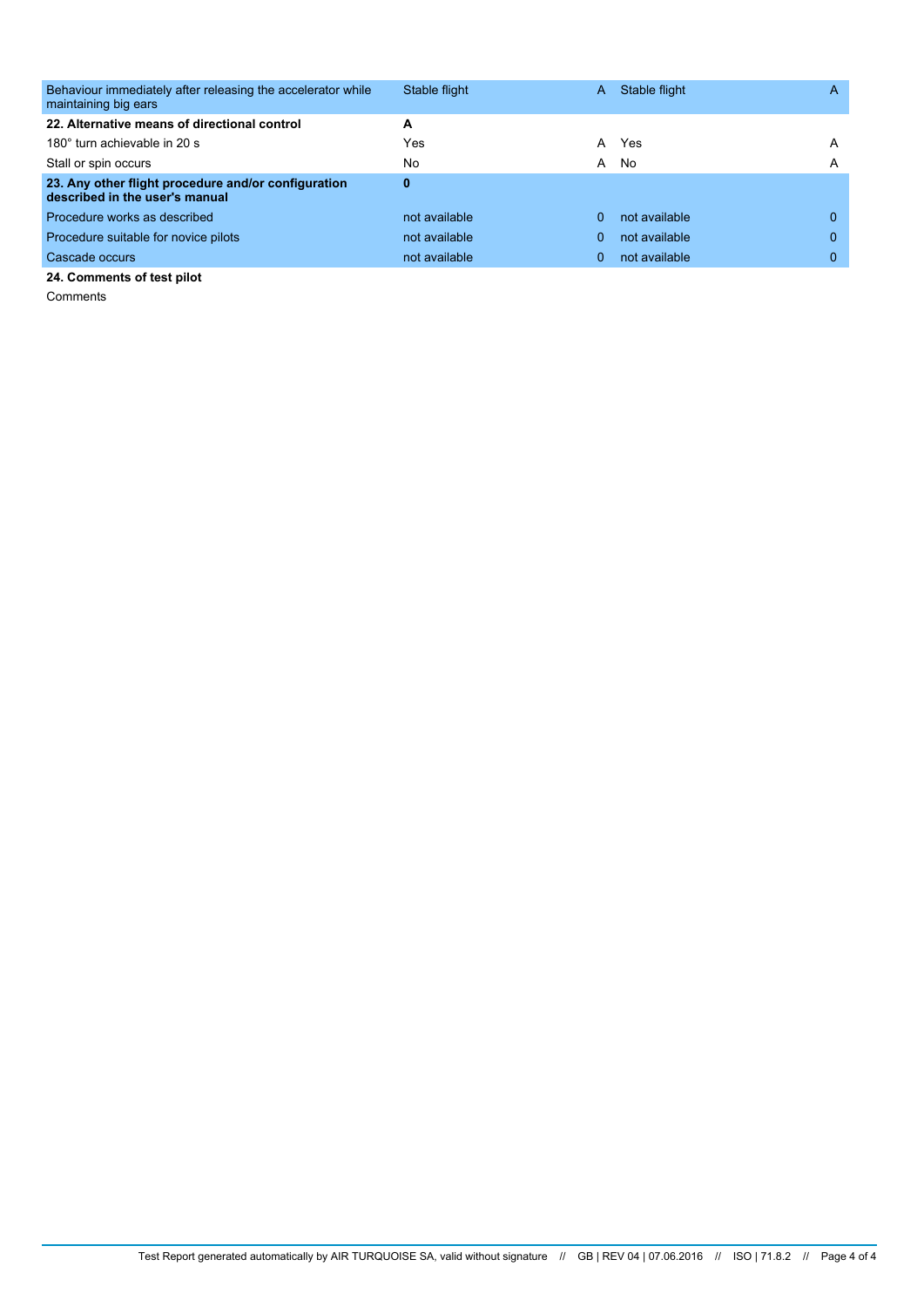| | | | | |
|---|---|---|---|---|
| Behaviour immediately after releasing the accelerator while maintaining big ears | Stable flight | A | Stable flight | A |
| **22. Alternative means of directional control** | **A** | | | |
| 180° turn achievable in 20 s | Yes | A | Yes | A |
| Stall or spin occurs | No | A | No | A |
| **23. Any other flight procedure and/or configuration described in the user's manual** | **0** | | | |
| Procedure works as described | not available | 0 | not available | 0 |
| Procedure suitable for novice pilots | not available | 0 | not available | 0 |
| Cascade occurs | not available | 0 | not available | 0 |

**24. Comments of test pilot**

Comments